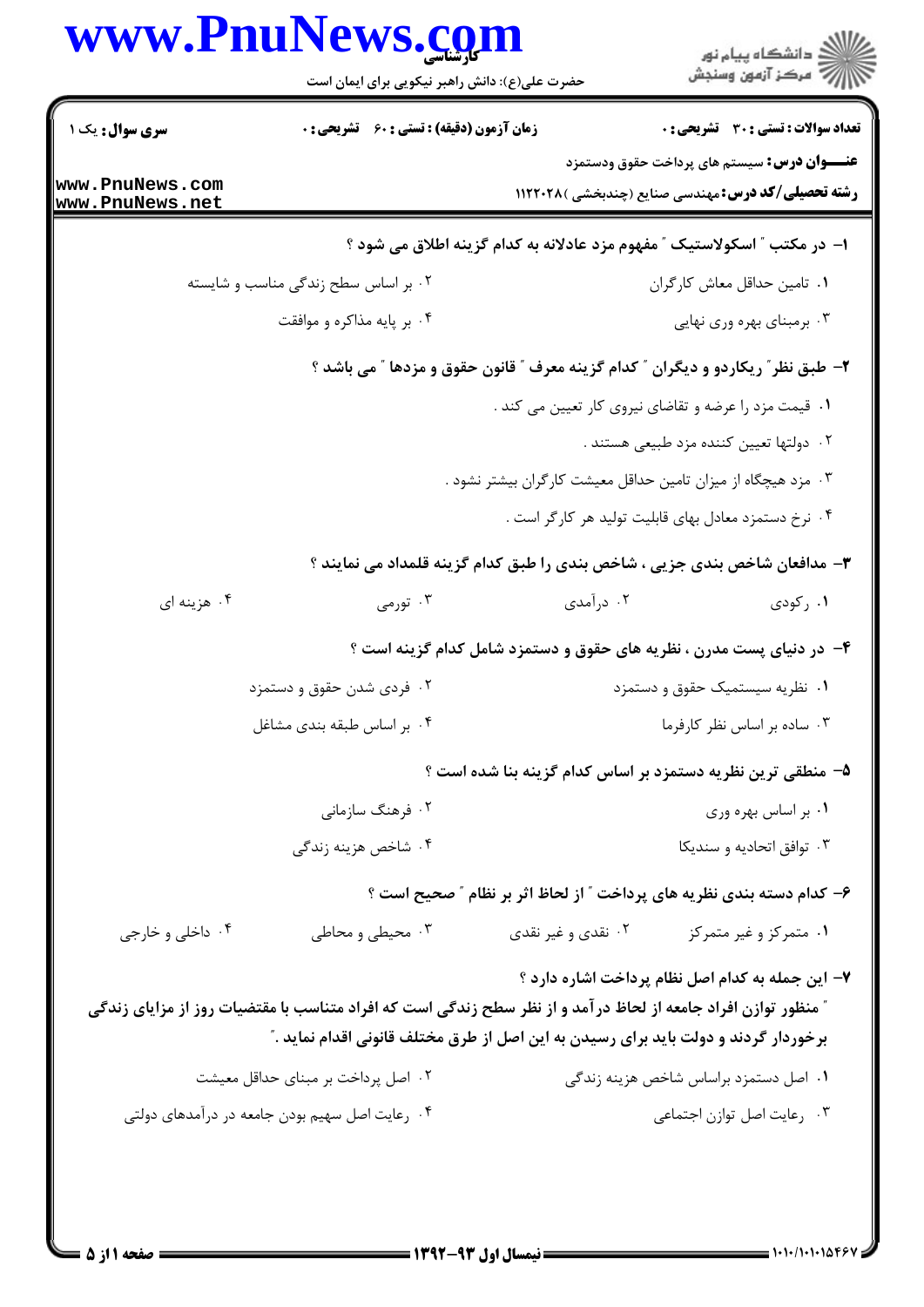کارشناسی

حضرت علی(ع): دانش راهبر نیکویی برای ایمان است

دانشگاه پیام نور
مرکز آزمون وسنجش

**سری سوال:** یک ۱
**زمان آزمون (دقیقه) : تستی :** ۶۰ **تشریحی :** ۰
**تعداد سوالات : تستی :** ۳۰ **تشریحی :** ۰

**عنـــوان درس:** سیستم های پرداخت حقوق ودستمزد

**رشته تحصیلی/کد درس:** مهندسی صنایع (چندبخشی )۱۱۲۲۰۲۸

**۱- در مکتب " اسکولاستیک " مفهوم مزد عادلانه به کدام گزینه اطلاق می شود ؟**

۱. تامین حداقل معاش کارگران
۲. بر اساس سطح زندگی مناسب و شایسته
۳. برمبنای بهره وری نهایی
۴. بر پایه مذاکره و موافقت

**۲- طبق نظر" ریکاردو و دیگران " کدام گزینه معرف " قانون حقوق و مزدها " می باشد ؟**

۱. قیمت مزد را عرضه و تقاضای نیروی کار تعیین می کند .
۲. دولتها تعیین کننده مزد طبیعی هستند .
۳. مزد هیچگاه از میزان تامین حداقل معیشت کارگران بیشتر نشود .
۴. نرخ دستمزد معادل بهای قابلیت تولید هر کارگر است .

**۳- مدافعان شاخص بندی جزیی ، شاخص بندی را طبق کدام گزینه قلمداد می نمایند ؟**

۱. رکودی
۲. درآمدی
۳. تورمی
۴. هزینه ای

**۴- در دنیای پست مدرن ، نظریه های حقوق و دستمزد شامل کدام گزینه است ؟**

۱. نظریه سیستمیک حقوق و دستمزد
۲. فردی شدن حقوق و دستمزد
۳. ساده بر اساس نظر کارفرما
۴. بر اساس طبقه بندی مشاغل

**۵- منطقی ترین نظریه دستمزد بر اساس کدام گزینه بنا شده است ؟**

۱. بر اساس بهره وری
۲. فرهنگ سازمانی
۳. توافق اتحادیه و سندیکا
۴. شاخص هزینه زندگی

**۶- کدام دسته بندی نظریه های پرداخت " از لحاظ اثر بر نظام " صحیح است ؟**

۱. متمرکز و غیر متمرکز
۲. نقدی و غیر نقدی
۳. محیطی و محاطی
۴. داخلی و خارجی

**۷- این جمله به کدام اصل نظام پرداخت اشاره دارد ؟**

**" منظور توازن افراد جامعه از لحاظ درآمد و از نظر سطح زندگی است که افراد متناسب با مقتضیات روز از مزایای زندگی برخوردار گردند و دولت باید برای رسیدن به این اصل از طرق مختلف قانونی اقدام نماید ."**

۱. اصل دستمزد براساس شاخص هزینه زندگی
۲. اصل پرداخت بر مبنای حداقل معیشت
۳. رعایت اصل توازن اجتماعی
۴. رعایت اصل سهیم بودن جامعه در درآمدهای دولتی

نیمسال اول ۹۳-۱۳۹۲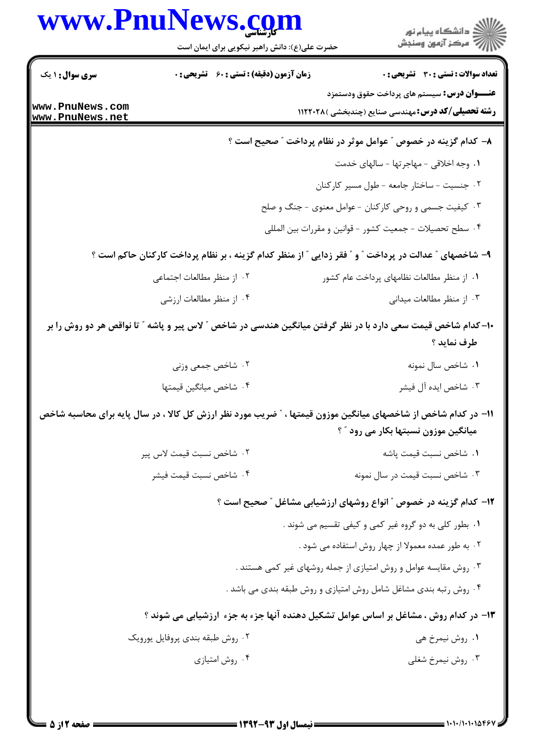**تعداد سوالات : تستی : ۳۰ تشریحی : ۰** | **زمان آزمون (دقیقه) : تستی : ۶۰ تشریحی : ۰** | **سری سوال : ۱ یک**

**عنـــوان درس:** سیستم های پرداخت حقوق ودستمزد

**رشته تحصیلی/کد درس:** مهندسی صنایع (چندبخشی )۱۱۲۲۰۲۸

**۸- کدام گزینه در خصوص " عوامل موثر در نظام پرداخت " صحیح است ؟**

۱. وجه اخلاقی - مهاجرتها - سالهای خدمت

۲. جنسیت - ساختار جامعه - طول مسیر کارکنان

۳. کیفیت جسمی و روحی کارکنان - عوامل معنوی - جنگ و صلح

۴. سطح تحصیلات - جمعیت کشور - قوانین و مقررات بین المللی

**۹- شاخصهای " عدالت در پرداخت " و " فقر زدایی " از منظر کدام گزینه ، بر نظام پرداخت کارکنان حاکم است ؟**

۱. از منظر مطالعات نظامهای پرداخت عام کشور

۲. از منظر مطالعات اجتماعی

۳. از منظر مطالعات میدانی

۴. از منظر مطالعات ارزشی

**۱۰-کدام شاخص قیمت سعی دارد با در نظر گرفتن میانگین هندسی در شاخص " لاس پیر و پاشه " تا نواقص هر دو روش را بر طرف نماید ؟**

۱. شاخص سال نمونه

۲. شاخص جمعی وزنی

۳. شاخص ایده آل فیشر

۴. شاخص میانگین قیمتها

**۱۱- در کدام شاخص از شاخصهای میانگین موزون قیمتها ، " ضریب مورد نظر ارزش کل کالا ، در سال پایه برای محاسبه شاخص میانگین موزون نسبتها بکار می رود " ؟**

۱. شاخص نسبت قیمت پاشه

۲. شاخص نسبت قیمت لاس پیر

۳. شاخص نسبت قیمت در سال نمونه

۴. شاخص نسبت قیمت فیشر

**۱۲- کدام گزینه در خصوص " انواع روشهای ارزشیابی مشاغل " صحیح است ؟**

۱. بطور کلی به دو گروه غیر کمی و کیفی تقسیم می شوند .

۲. به طور عمده معمولا از چهار روش استفاده می شود .

۳. روش مقایسه عوامل و روش امتیازی از جمله روشهای غیر کمی هستند .

۴. روش رتبه بندی مشاغل شامل روش امتیازی و روش طبقه بندی می باشد .

**۱۳- در کدام روش ، مشاغل بر اساس عوامل تشکیل دهنده آنها جزء به جزء ارزشیابی می شوند ؟**

۱. روش نیمرخ هی

۲. روش طبقه بندی پروفایل یورویک

۳. روش نیمرخ شغلی

۴. روش امتیازی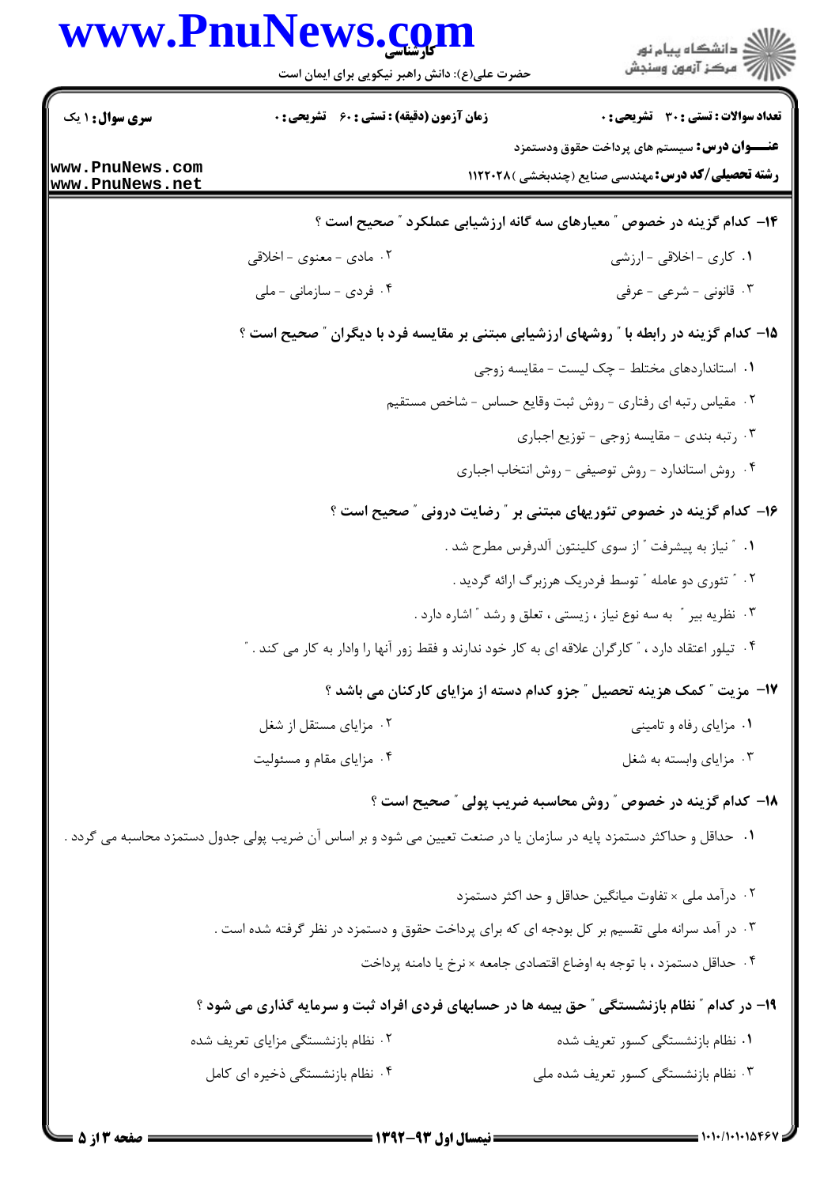۱۴- کدام گزینه در خصوص " معیارهای سه گانه ارزشیابی عملکرد " صحیح است ؟

۱. کاری - اخلاقی - ارزشی

۲. مادی - معنوی - اخلاقی

۳. قانونی - شرعی - عرفی

۴. فردی - سازمانی - ملی

۱۵- کدام گزینه در رابطه با " روشهای ارزشیابی مبتنی بر مقایسه فرد با دیگران " صحیح است ؟

۱. استانداردهای مختلط - چک لیست - مقایسه زوجی

۲. مقیاس رتبه ای رفتاری - روش ثبت وقایع حساس - شاخص مستقیم

۳. رتبه بندی - مقایسه زوجی - توزیع اجباری

۴. روش استاندارد - روش توصیفی - روش انتخاب اجباری

۱۶- کدام گزینه در خصوص تئوریهای مبتنی بر " رضایت درونی " صحیح است ؟

۱. " نیاز به پیشرفت " از سوی کلینتون آلدرفس مطرح شد .

۲. " تئوری دو عامله " توسط فردریک هرزبرگ ارائه گردید .

۳. نظریه بیر " به سه نوع نیاز ، زیستی ، تعلق و رشد " اشاره دارد .

۴. تیلور اعتقاد دارد ، " کارگران علاقه ای به کار خود ندارند و فقط زور آنها را وادار به کار می کند . "

۱۷- مزیت " کمک هزینه تحصیل " جزو کدام دسته از مزایای کارکنان می باشد ؟

۱. مزایای رفاه و تامینی

۲. مزایای مستقل از شغل

۳. مزایای وابسته به شغل

۴. مزایای مقام و مسئولیت

۱۸- کدام گزینه در خصوص " روش محاسبه ضریب پولی " صحیح است ؟

۱. حداقل و حداکثر دستمزد پایه در سازمان یا در صنعت تعیین می شود و بر اساس آن ضریب پولی جدول دستمزد محاسبه می گردد .

۲. درآمد ملی × تفاوت میانگین حداقل و حد اکثر دستمزد

۳. در آمد سرانه ملی تقسیم بر کل بودجه ای که برای پرداخت حقوق و دستمزد در نظر گرفته شده است .

۴. حداقل دستمزد ، با توجه به اوضاع اقتصادی جامعه × نرخ یا دامنه پرداخت

۱۹- در کدام " نظام بازنشستگی " حق بیمه ها در حسابهای فردی افراد ثبت و سرمایه گذاری می شود ؟

۱. نظام بازنشستگی کسور تعریف شده

۲. نظام بازنشستگی مزایای تعریف شده

۳. نظام بازنشستگی کسور تعریف شده ملی

۴. نظام بازنشستگی ذخیره ای کامل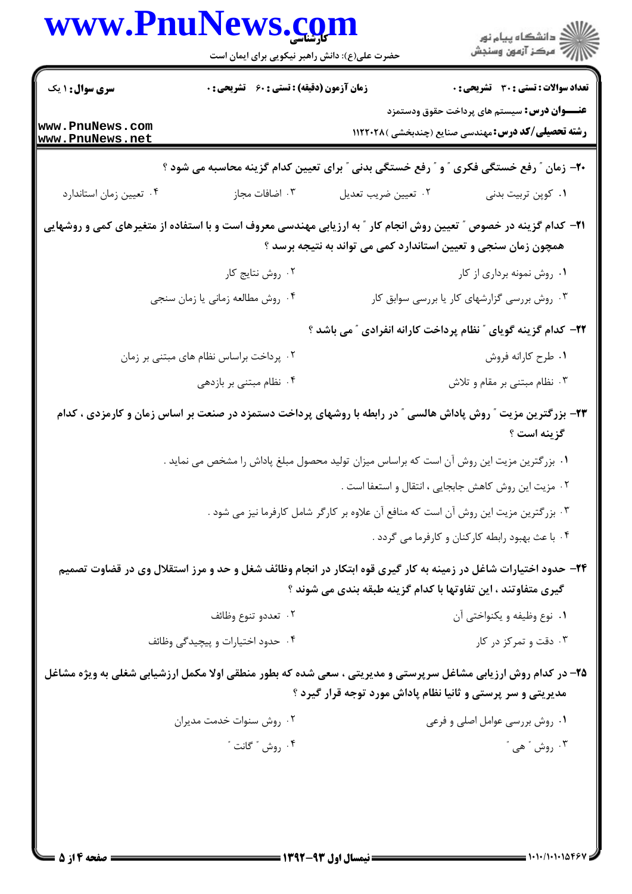**۲۰- زمان " رفع خستگی فکری " و " رفع خستگی بدنی " برای تعیین کدام گزینه محاسبه می شود ؟**

۱. کوپن تربیت بدنی
۲. تعیین ضریب تعدیل
۳. اضافات مجاز
۴. تعیین زمان استاندارد

**۲۱- کدام گزینه در خصوص " تعیین روش انجام کار " به ارزیابی مهندسی معروف است و با استفاده از متغیرهای کمی و روشهایی همچون زمان سنجی و تعیین استاندارد کمی می تواند به نتیجه برسد ؟**

۱. روش نمونه برداری از کار
۲. روش نتایج کار
۳. روش بررسی گزارشهای کار یا بررسی سوابق کار
۴. روش مطالعه زمانی یا زمان سنجی

**۲۲- کدام گزینه گویای " نظام پرداخت کارانه انفرادی " می باشد ؟**

۱. طرح کارانه فروش
۲. پرداخت براساس نظام های مبتنی بر زمان
۳. نظام مبتنی بر مقام و تلاش
۴. نظام مبتنی بر بازدهی

**۲۳- بزرگترین مزیت " روش پاداش هالسی " در رابطه با روشهای پرداخت دستمزد در صنعت بر اساس زمان و کارمزدی ، کدام گزینه است ؟**

۱. بزرگترین مزیت این روش آن است که براساس میزان تولید محصول مبلغ پاداش را مشخص می نماید .
۲. مزیت این روش کاهش جابجایی ، انتقال و استعفا است .
۳. بزرگترین مزیت این روش آن است که منافع آن علاوه بر کارگر شامل کارفرما نیز می شود .
۴. با عث بهبود رابطه کارکنان و کارفرما می گردد .

**۲۴- حدود اختیارات شاغل در زمینه به کار گیری قوه ابتکار در انجام وظائف شغل و حد و مرز استقلال وی در قضاوت تصمیم گیری متفاوتند ، این تفاوتها با کدام گزینه طبقه بندی می شوند ؟**

۱. نوع وظیفه و یکنواختی آن
۲. تعددو تنوع وظائف
۳. دقت و تمرکز در کار
۴. حدود اختیارات و پیچیدگی وظائف

**۲۵- در کدام روش ارزیابی مشاغل سرپرستی و مدیریتی ، سعی شده که بطور منطقی اولا مکمل ارزشیابی شغلی به ویژه مشاغل مدیریتی و سر پرستی و ثانیا نظام پاداش مورد توجه قرار گیرد ؟**

۱. روش بررسی عوامل اصلی و فرعی
۲. روش سنوات خدمت مدیران
۳. روش " هی "
۴. روش " گانت "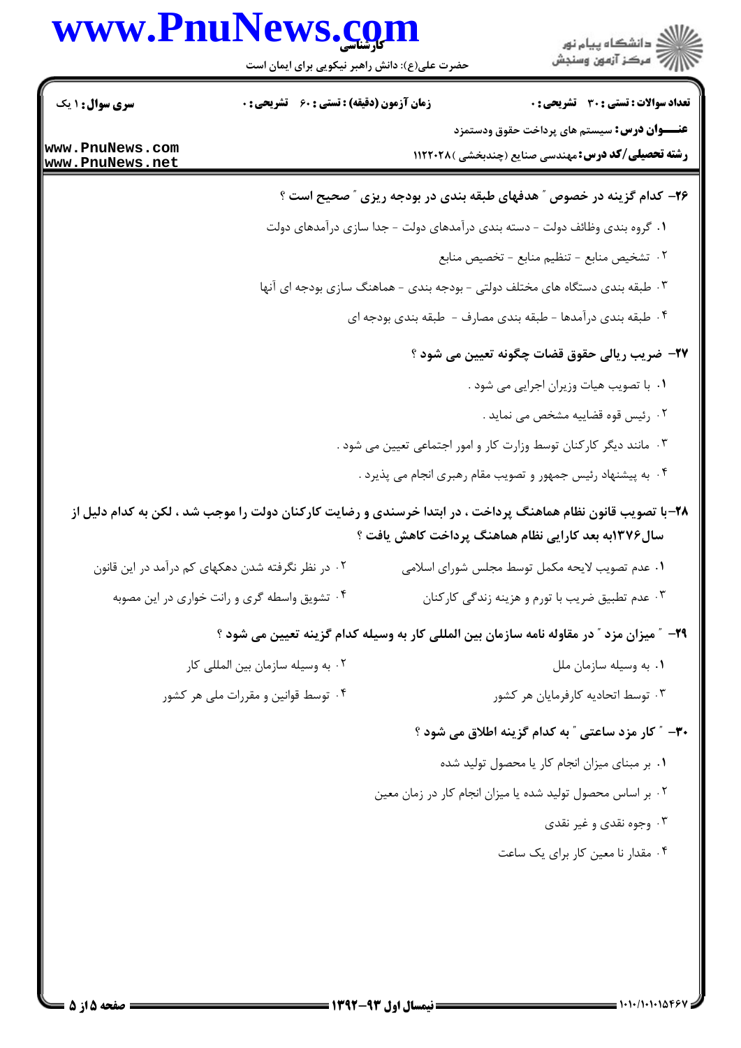**۲۶- کدام گزینه در خصوص " هدفهای طبقه بندی در بودجه ریزی " صحیح است ؟**

۱. گروه بندی وظائف دولت - دسته بندی درآمدهای دولت - جدا سازی درآمدهای دولت

۲. تشخیص منابع - تنظیم منابع - تخصیص منابع

۳. طبقه بندی دستگاه های مختلف دولتی - بودجه بندی - هماهنگ سازی بودجه ای آنها

۴. طبقه بندی درآمدها - طبقه بندی مصارف - طبقه بندی بودجه ای

**۲۷- ضریب ریالی حقوق قضات چگونه تعیین می شود ؟**

۱. با تصویب هیات وزیران اجرایی می شود .

۲. رئیس قوه قضاییه مشخص می نماید .

۳. مانند دیگر کارکنان توسط وزارت کار و امور اجتماعی تعیین می شود .

۴. به پیشنهاد رئیس جمهور و تصویب مقام رهبری انجام می پذیرد .

**۲۸-با تصویب قانون نظام هماهنگ پرداخت ، در ابتدا خرسندی و رضایت کارکنان دولت را موجب شد ، لکن به کدام دلیل از سال۱۳۷۶به بعد کارایی نظام هماهنگ پرداخت کاهش یافت ؟**

۱. عدم تصویب لایحه مکمل توسط مجلس شورای اسلامی

۲. در نظر نگرفته شدن دهکهای کم درآمد در این قانون

۳. عدم تطبیق ضریب با تورم و هزینه زندگی کارکنان

۴. تشویق واسطه گری و رانت خواری در این مصوبه

**۲۹- " میزان مزد " در مقاوله نامه سازمان بین المللی کار به وسیله کدام گزینه تعیین می شود ؟**

۱. به وسیله سازمان ملل

۲. به وسیله سازمان بین المللی کار

۳. توسط اتحادیه کارفرمایان هر کشور

۴. توسط قوانین و مقررات ملی هر کشور

**۳۰- " کار مزد ساعتی " به کدام گزینه اطلاق می شود ؟**

۱. بر مبنای میزان انجام کار یا محصول تولید شده

۲. بر اساس محصول تولید شده یا میزان انجام کار در زمان معین

۳. وجوه نقدی و غیر نقدی

۴. مقدار نا معین کار برای یک ساعت